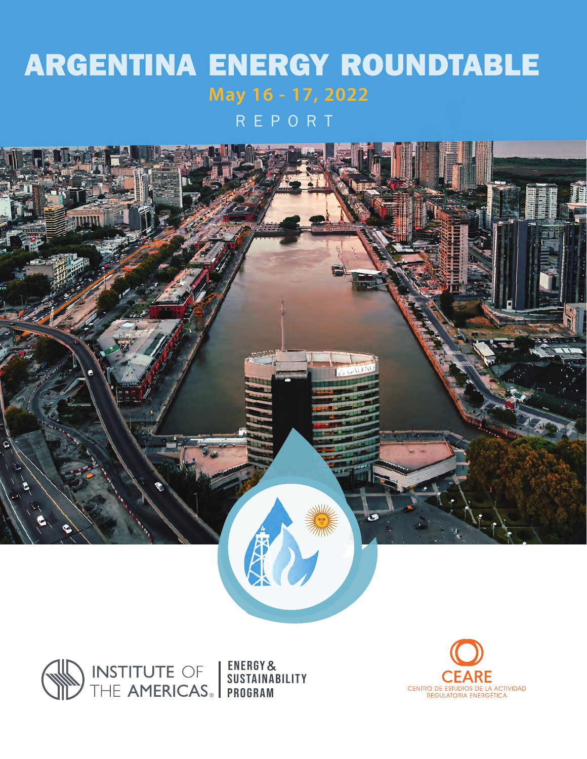# ARGENTINA ENERGY ROUNDTABLE

**May 16 - 17, 2022**

REPORT

INSTITUTE OF THE AMERICAS

ENERGY & SUSTAINABILITY PROGRAM

CEARE

CENTRO DE ESTUDIOS DE LA ACTIVIDAD REGULATORIA ENERGÉTICA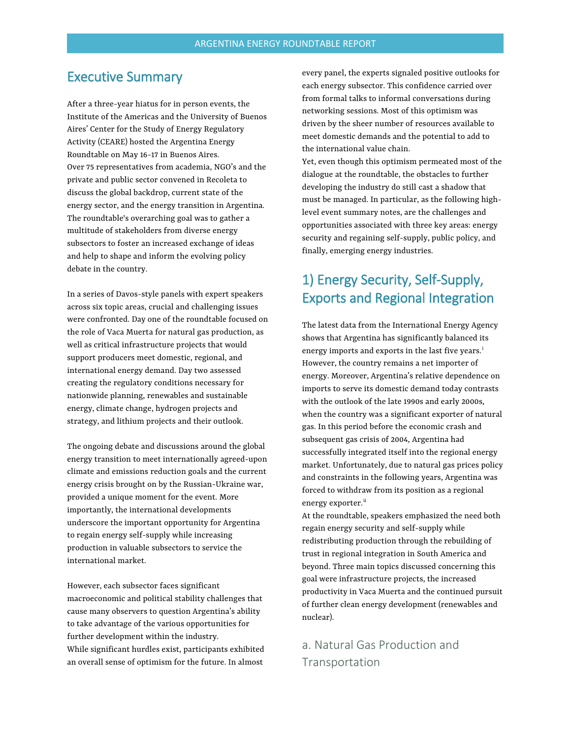## Executive Summary

After a three-year hiatus for in person events, the Institute of the Americas and the University of Buenos Aires' Center for the Study of Energy Regulatory Activity (CEARE) hosted the Argentina Energy Roundtable on May 16-17 in Buenos Aires.
Over 75 representatives from academia, NGO's and the private and public sector convened in Recoleta to discuss the global backdrop, current state of the energy sector, and the energy transition in Argentina. The roundtable's overarching goal was to gather a multitude of stakeholders from diverse energy subsectors to foster an increased exchange of ideas and help to shape and inform the evolving policy debate in the country.

In a series of Davos-style panels with expert speakers across six topic areas, crucial and challenging issues were confronted. Day one of the roundtable focused on the role of Vaca Muerta for natural gas production, as well as critical infrastructure projects that would support producers meet domestic, regional, and international energy demand. Day two assessed creating the regulatory conditions necessary for nationwide planning, renewables and sustainable energy, climate change, hydrogen projects and strategy, and lithium projects and their outlook.

The ongoing debate and discussions around the global energy transition to meet internationally agreed-upon climate and emissions reduction goals and the current energy crisis brought on by the Russian-Ukraine war, provided a unique moment for the event. More importantly, the international developments underscore the important opportunity for Argentina to regain energy self-supply while increasing production in valuable subsectors to service the international market.

However, each subsector faces significant macroeconomic and political stability challenges that cause many observers to question Argentina's ability to take advantage of the various opportunities for further development within the industry.
While significant hurdles exist, participants exhibited an overall sense of optimism for the future. In almost every panel, the experts signaled positive outlooks for each energy subsector. This confidence carried over from formal talks to informal conversations during networking sessions. Most of this optimism was driven by the sheer number of resources available to meet domestic demands and the potential to add to the international value chain.
Yet, even though this optimism permeated most of the dialogue at the roundtable, the obstacles to further developing the industry do still cast a shadow that must be managed. In particular, as the following high-level event summary notes, are the challenges and opportunities associated with three key areas: energy security and regaining self-supply, public policy, and finally, emerging energy industries.

## 1) Energy Security, Self-Supply, Exports and Regional Integration

The latest data from the International Energy Agency shows that Argentina has significantly balanced its energy imports and exports in the last five years.[i] However, the country remains a net importer of energy. Moreover, Argentina's relative dependence on imports to serve its domestic demand today contrasts with the outlook of the late 1990s and early 2000s, when the country was a significant exporter of natural gas. In this period before the economic crash and subsequent gas crisis of 2004, Argentina had successfully integrated itself into the regional energy market. Unfortunately, due to natural gas prices policy and constraints in the following years, Argentina was forced to withdraw from its position as a regional energy exporter.[ii]
At the roundtable, speakers emphasized the need both regain energy security and self-supply while redistributing production through the rebuilding of trust in regional integration in South America and beyond. Three main topics discussed concerning this goal were infrastructure projects, the increased productivity in Vaca Muerta and the continued pursuit of further clean energy development (renewables and nuclear).

### a. Natural Gas Production and Transportation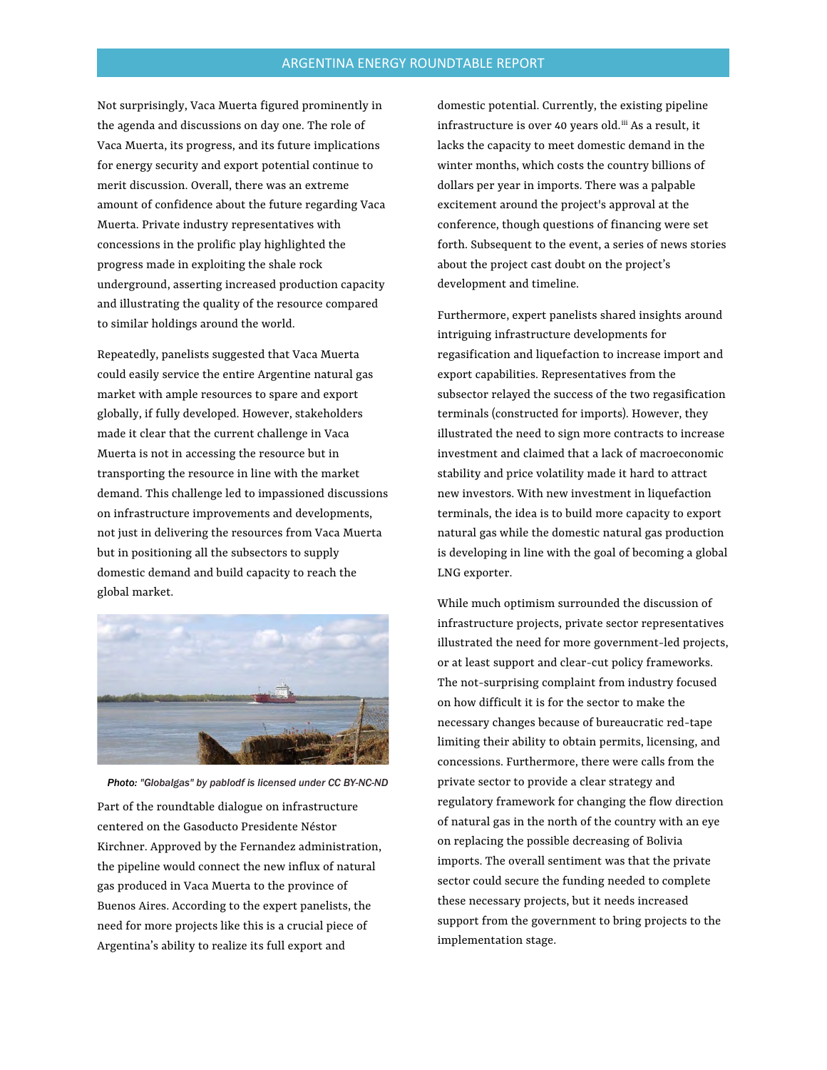Not surprisingly, Vaca Muerta figured prominently in the agenda and discussions on day one. The role of Vaca Muerta, its progress, and its future implications for energy security and export potential continue to merit discussion. Overall, there was an extreme amount of confidence about the future regarding Vaca Muerta. Private industry representatives with concessions in the prolific play highlighted the progress made in exploiting the shale rock underground, asserting increased production capacity and illustrating the quality of the resource compared to similar holdings around the world.

Repeatedly, panelists suggested that Vaca Muerta could easily service the entire Argentine natural gas market with ample resources to spare and export globally, if fully developed. However, stakeholders made it clear that the current challenge in Vaca Muerta is not in accessing the resource but in transporting the resource in line with the market demand. This challenge led to impassioned discussions on infrastructure improvements and developments, not just in delivering the resources from Vaca Muerta but in positioning all the subsectors to supply domestic demand and build capacity to reach the global market.

*Photo: "Globalgas" by pablodf is licensed under CC BY-NC-ND*

Part of the roundtable dialogue on infrastructure centered on the Gasoducto Presidente Néstor Kirchner. Approved by the Fernandez administration, the pipeline would connect the new influx of natural gas produced in Vaca Muerta to the province of Buenos Aires. According to the expert panelists, the need for more projects like this is a crucial piece of Argentina's ability to realize its full export and domestic potential. Currently, the existing pipeline infrastructure is over 40 years old.[iii] As a result, it lacks the capacity to meet domestic demand in the winter months, which costs the country billions of dollars per year in imports. There was a palpable excitement around the project's approval at the conference, though questions of financing were set forth. Subsequent to the event, a series of news stories about the project cast doubt on the project's development and timeline.

Furthermore, expert panelists shared insights around intriguing infrastructure developments for regasification and liquefaction to increase import and export capabilities. Representatives from the subsector relayed the success of the two regasification terminals (constructed for imports). However, they illustrated the need to sign more contracts to increase investment and claimed that a lack of macroeconomic stability and price volatility made it hard to attract new investors. With new investment in liquefaction terminals, the idea is to build more capacity to export natural gas while the domestic natural gas production is developing in line with the goal of becoming a global LNG exporter.

While much optimism surrounded the discussion of infrastructure projects, private sector representatives illustrated the need for more government-led projects, or at least support and clear-cut policy frameworks. The not-surprising complaint from industry focused on how difficult it is for the sector to make the necessary changes because of bureaucratic red-tape limiting their ability to obtain permits, licensing, and concessions. Furthermore, there were calls from the private sector to provide a clear strategy and regulatory framework for changing the flow direction of natural gas in the north of the country with an eye on replacing the possible decreasing of Bolivia imports. The overall sentiment was that the private sector could secure the funding needed to complete these necessary projects, but it needs increased support from the government to bring projects to the implementation stage.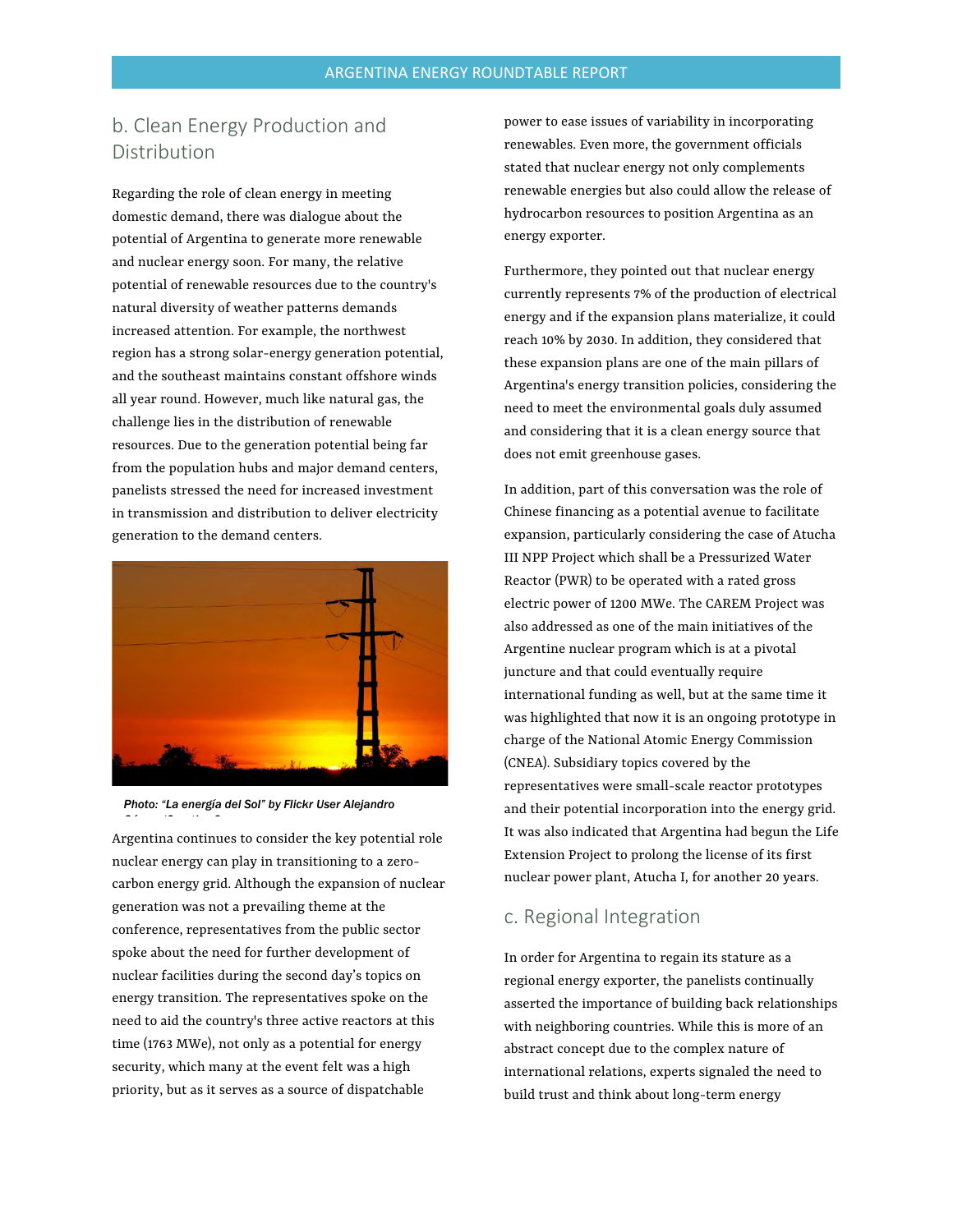## b. Clean Energy Production and Distribution

Regarding the role of clean energy in meeting domestic demand, there was dialogue about the potential of Argentina to generate more renewable and nuclear energy soon. For many, the relative potential of renewable resources due to the country's natural diversity of weather patterns demands increased attention. For example, the northwest region has a strong solar-energy generation potential, and the southeast maintains constant offshore winds all year round. However, much like natural gas, the challenge lies in the distribution of renewable resources. Due to the generation potential being far from the population hubs and major demand centers, panelists stressed the need for increased investment in transmission and distribution to deliver electricity generation to the demand centers.

*Photo: "La energía del Sol" by Flickr User Alejandro*

Argentina continues to consider the key potential role nuclear energy can play in transitioning to a zero-carbon energy grid. Although the expansion of nuclear generation was not a prevailing theme at the conference, representatives from the public sector spoke about the need for further development of nuclear facilities during the second day's topics on energy transition. The representatives spoke on the need to aid the country's three active reactors at this time (1763 MWe), not only as a potential for energy security, which many at the event felt was a high priority, but as it serves as a source of dispatchable power to ease issues of variability in incorporating renewables. Even more, the government officials stated that nuclear energy not only complements renewable energies but also could allow the release of hydrocarbon resources to position Argentina as an energy exporter.

Furthermore, they pointed out that nuclear energy currently represents 7% of the production of electrical energy and if the expansion plans materialize, it could reach 10% by 2030. In addition, they considered that these expansion plans are one of the main pillars of Argentina's energy transition policies, considering the need to meet the environmental goals duly assumed and considering that it is a clean energy source that does not emit greenhouse gases.

In addition, part of this conversation was the role of Chinese financing as a potential avenue to facilitate expansion, particularly considering the case of Atucha III NPP Project which shall be a Pressurized Water Reactor (PWR) to be operated with a rated gross electric power of 1200 MWe. The CAREM Project was also addressed as one of the main initiatives of the Argentine nuclear program which is at a pivotal juncture and that could eventually require international funding as well, but at the same time it was highlighted that now it is an ongoing prototype in charge of the National Atomic Energy Commission (CNEA). Subsidiary topics covered by the representatives were small-scale reactor prototypes and their potential incorporation into the energy grid. It was also indicated that Argentina had begun the Life Extension Project to prolong the license of its first nuclear power plant, Atucha I, for another 20 years.

## c. Regional Integration

In order for Argentina to regain its stature as a regional energy exporter, the panelists continually asserted the importance of building back relationships with neighboring countries. While this is more of an abstract concept due to the complex nature of international relations, experts signaled the need to build trust and think about long-term energy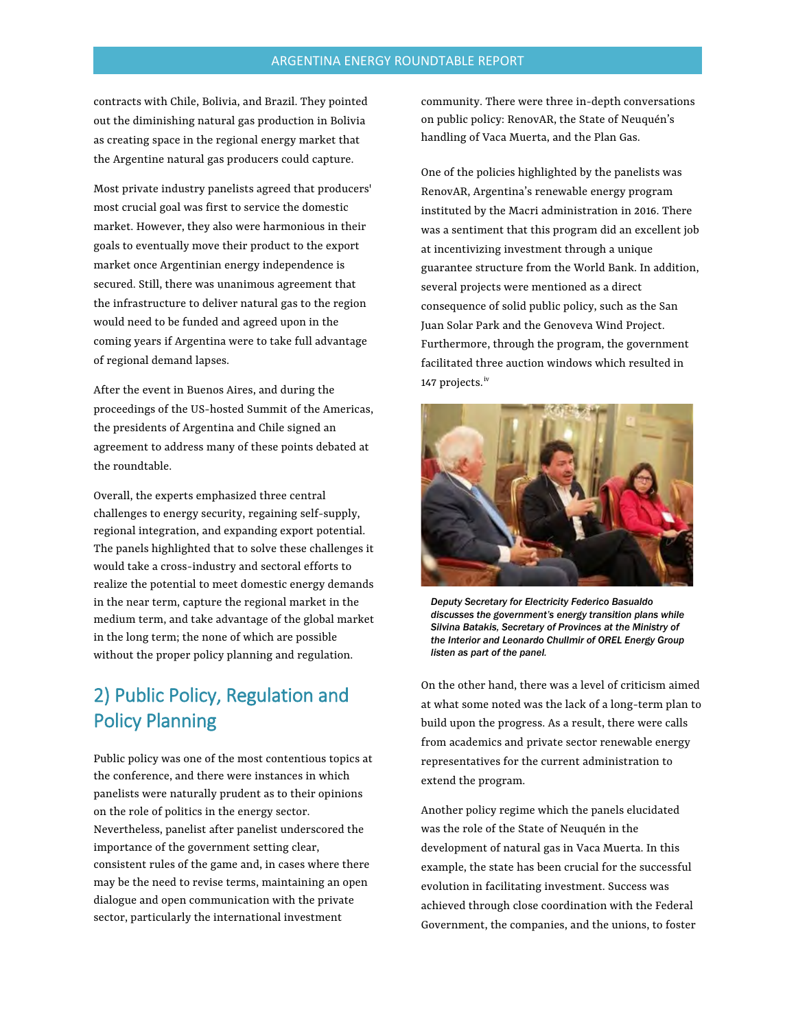contracts with Chile, Bolivia, and Brazil. They pointed out the diminishing natural gas production in Bolivia as creating space in the regional energy market that the Argentine natural gas producers could capture.

Most private industry panelists agreed that producers' most crucial goal was first to service the domestic market. However, they also were harmonious in their goals to eventually move their product to the export market once Argentinian energy independence is secured. Still, there was unanimous agreement that the infrastructure to deliver natural gas to the region would need to be funded and agreed upon in the coming years if Argentina were to take full advantage of regional demand lapses.

After the event in Buenos Aires, and during the proceedings of the US-hosted Summit of the Americas, the presidents of Argentina and Chile signed an agreement to address many of these points debated at the roundtable.

Overall, the experts emphasized three central challenges to energy security, regaining self-supply, regional integration, and expanding export potential. The panels highlighted that to solve these challenges it would take a cross-industry and sectoral efforts to realize the potential to meet domestic energy demands in the near term, capture the regional market in the medium term, and take advantage of the global market in the long term; the none of which are possible without the proper policy planning and regulation.

## 2) Public Policy, Regulation and Policy Planning

Public policy was one of the most contentious topics at the conference, and there were instances in which panelists were naturally prudent as to their opinions on the role of politics in the energy sector. Nevertheless, panelist after panelist underscored the importance of the government setting clear, consistent rules of the game and, in cases where there may be the need to revise terms, maintaining an open dialogue and open communication with the private sector, particularly the international investment community. There were three in-depth conversations on public policy: RenovAR, the State of Neuquén's handling of Vaca Muerta, and the Plan Gas.

One of the policies highlighted by the panelists was RenovAR, Argentina's renewable energy program instituted by the Macri administration in 2016. There was a sentiment that this program did an excellent job at incentivizing investment through a unique guarantee structure from the World Bank. In addition, several projects were mentioned as a direct consequence of solid public policy, such as the San Juan Solar Park and the Genoveva Wind Project. Furthermore, through the program, the government facilitated three auction windows which resulted in 147 projects.[iv]

*Deputy Secretary for Electricity Federico Basualdo discusses the government's energy transition plans while Silvina Batakis, Secretary of Provinces at the Ministry of the Interior and Leonardo Chullmir of OREL Energy Group listen as part of the panel.*

On the other hand, there was a level of criticism aimed at what some noted was the lack of a long-term plan to build upon the progress. As a result, there were calls from academics and private sector renewable energy representatives for the current administration to extend the program.

Another policy regime which the panels elucidated was the role of the State of Neuquén in the development of natural gas in Vaca Muerta. In this example, the state has been crucial for the successful evolution in facilitating investment. Success was achieved through close coordination with the Federal Government, the companies, and the unions, to foster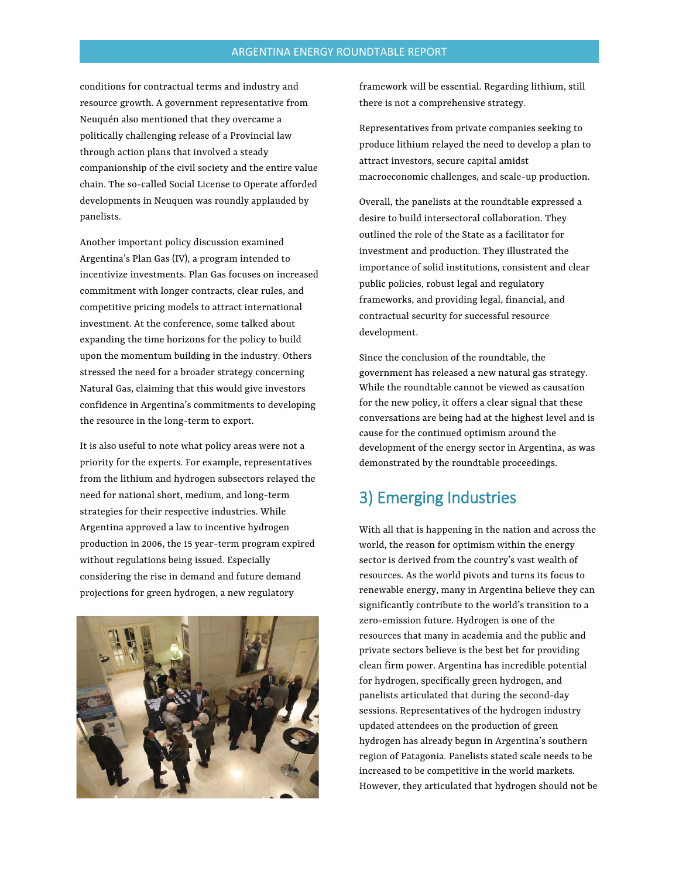conditions for contractual terms and industry and resource growth. A government representative from Neuquén also mentioned that they overcame a politically challenging release of a Provincial law through action plans that involved a steady companionship of the civil society and the entire value chain. The so-called Social License to Operate afforded developments in Neuquen was roundly applauded by panelists.

Another important policy discussion examined Argentina's Plan Gas (IV), a program intended to incentivize investments. Plan Gas focuses on increased commitment with longer contracts, clear rules, and competitive pricing models to attract international investment. At the conference, some talked about expanding the time horizons for the policy to build upon the momentum building in the industry. Others stressed the need for a broader strategy concerning Natural Gas, claiming that this would give investors confidence in Argentina's commitments to developing the resource in the long-term to export.

It is also useful to note what policy areas were not a priority for the experts. For example, representatives from the lithium and hydrogen subsectors relayed the need for national short, medium, and long-term strategies for their respective industries. While Argentina approved a law to incentive hydrogen production in 2006, the 15 year-term program expired without regulations being issued. Especially considering the rise in demand and future demand projections for green hydrogen, a new regulatory framework will be essential. Regarding lithium, still there is not a comprehensive strategy.

Representatives from private companies seeking to produce lithium relayed the need to develop a plan to attract investors, secure capital amidst macroeconomic challenges, and scale-up production.

Overall, the panelists at the roundtable expressed a desire to build intersectoral collaboration. They outlined the role of the State as a facilitator for investment and production. They illustrated the importance of solid institutions, consistent and clear public policies, robust legal and regulatory frameworks, and providing legal, financial, and contractual security for successful resource development.

Since the conclusion of the roundtable, the government has released a new natural gas strategy. While the roundtable cannot be viewed as causation for the new policy, it offers a clear signal that these conversations are being had at the highest level and is cause for the continued optimism around the development of the energy sector in Argentina, as was demonstrated by the roundtable proceedings.

## 3) Emerging Industries

With all that is happening in the nation and across the world, the reason for optimism within the energy sector is derived from the country's vast wealth of resources. As the world pivots and turns its focus to renewable energy, many in Argentina believe they can significantly contribute to the world's transition to a zero-emission future. Hydrogen is one of the resources that many in academia and the public and private sectors believe is the best bet for providing clean firm power. Argentina has incredible potential for hydrogen, specifically green hydrogen, and panelists articulated that during the second-day sessions. Representatives of the hydrogen industry updated attendees on the production of green hydrogen has already begun in Argentina's southern region of Patagonia. Panelists stated scale needs to be increased to be competitive in the world markets. However, they articulated that hydrogen should not be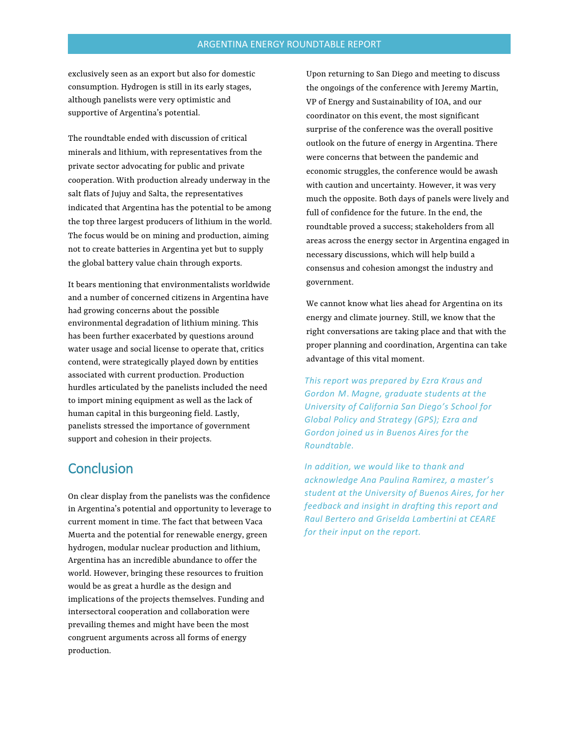exclusively seen as an export but also for domestic consumption. Hydrogen is still in its early stages, although panelists were very optimistic and supportive of Argentina's potential.

The roundtable ended with discussion of critical minerals and lithium, with representatives from the private sector advocating for public and private cooperation. With production already underway in the salt flats of Jujuy and Salta, the representatives indicated that Argentina has the potential to be among the top three largest producers of lithium in the world. The focus would be on mining and production, aiming not to create batteries in Argentina yet but to supply the global battery value chain through exports.

It bears mentioning that environmentalists worldwide and a number of concerned citizens in Argentina have had growing concerns about the possible environmental degradation of lithium mining. This has been further exacerbated by questions around water usage and social license to operate that, critics contend, were strategically played down by entities associated with current production. Production hurdles articulated by the panelists included the need to import mining equipment as well as the lack of human capital in this burgeoning field. Lastly, panelists stressed the importance of government support and cohesion in their projects.

## Conclusion

On clear display from the panelists was the confidence in Argentina's potential and opportunity to leverage to current moment in time. The fact that between Vaca Muerta and the potential for renewable energy, green hydrogen, modular nuclear production and lithium, Argentina has an incredible abundance to offer the world. However, bringing these resources to fruition would be as great a hurdle as the design and implications of the projects themselves. Funding and intersectoral cooperation and collaboration were prevailing themes and might have been the most congruent arguments across all forms of energy production.

Upon returning to San Diego and meeting to discuss the ongoings of the conference with Jeremy Martin, VP of Energy and Sustainability of IOA, and our coordinator on this event, the most significant surprise of the conference was the overall positive outlook on the future of energy in Argentina. There were concerns that between the pandemic and economic struggles, the conference would be awash with caution and uncertainty. However, it was very much the opposite. Both days of panels were lively and full of confidence for the future. In the end, the roundtable proved a success; stakeholders from all areas across the energy sector in Argentina engaged in necessary discussions, which will help build a consensus and cohesion amongst the industry and government.

We cannot know what lies ahead for Argentina on its energy and climate journey. Still, we know that the right conversations are taking place and that with the proper planning and coordination, Argentina can take advantage of this vital moment.

*This report was prepared by Ezra Kraus and Gordon M. Magne, graduate students at the University of California San Diego's School for Global Policy and Strategy (GPS); Ezra and Gordon joined us in Buenos Aires for the Roundtable.*

*In addition, we would like to thank and acknowledge Ana Paulina Ramirez, a master's student at the University of Buenos Aires, for her feedback and insight in drafting this report and Raul Bertero and Griselda Lambertini at CEARE for their input on the report.*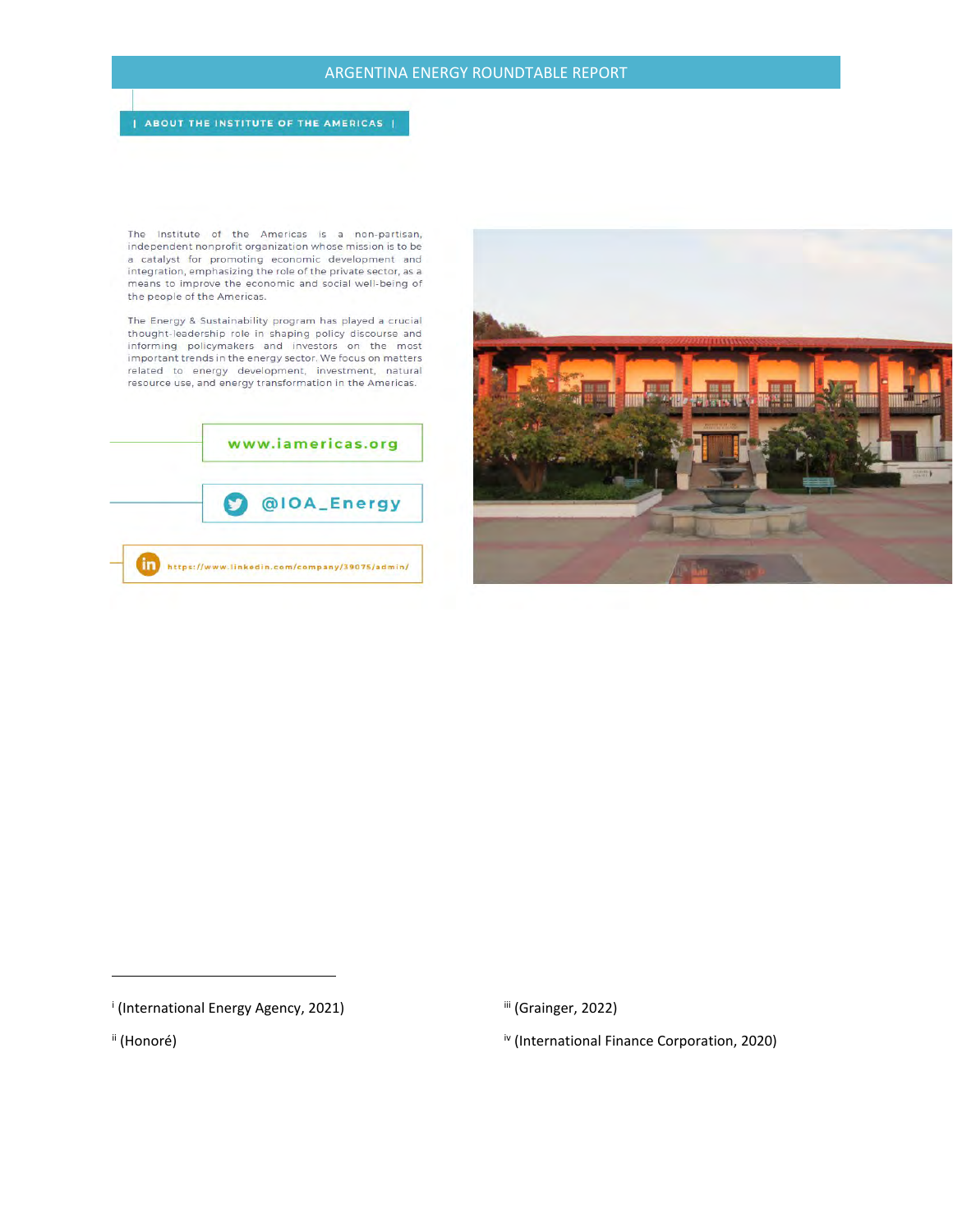## | ABOUT THE INSTITUTE OF THE AMERICAS |

The Institute of the Americas is a non-partisan, independent nonprofit organization whose mission is to be a catalyst for promoting economic development and integration, emphasizing the role of the private sector, as a means to improve the economic and social well-being of the people of the Americas.

The Energy & Sustainability program has played a crucial thought-leadership role in shaping policy discourse and informing policymakers and investors on the most important trends in the energy sector. We focus on matters related to energy development, investment, natural resource use, and energy transformation in the Americas.

www.iamericas.org

@IOA_Energy

https://www.linkedin.com/company/39075/admin/

---

[i] (International Energy Agency, 2021)

[ii] (Honoré)

[iii] (Grainger, 2022)

[iv] (International Finance Corporation, 2020)